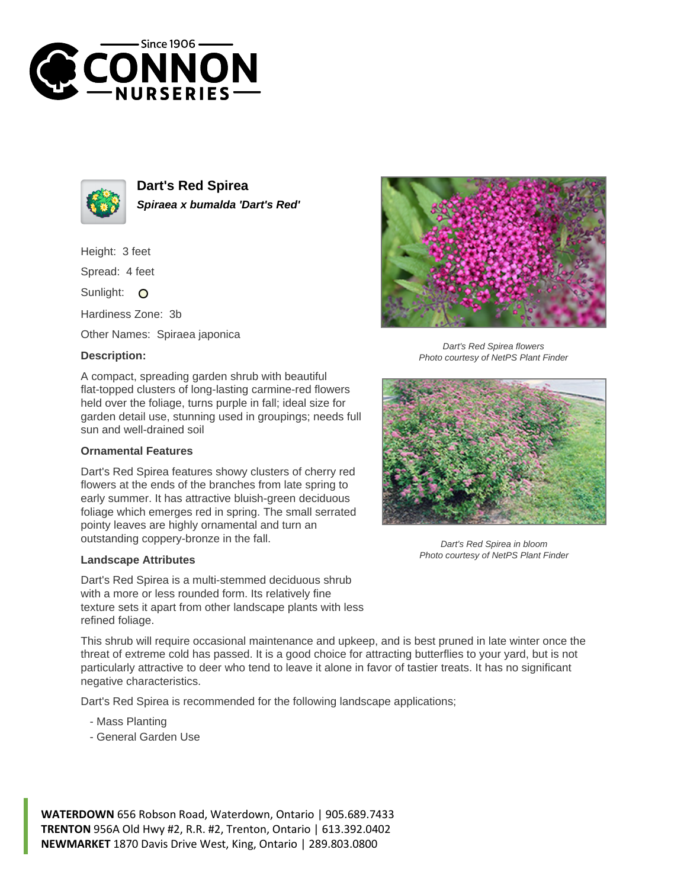# Dart's Red Spirea

***Spiraea x bumalda 'Dart's Red'***

Height: 3 feet

Spread: 4 feet

Sunlight:

Hardiness Zone: 3b

Other Names: Spiraea japonica

**Description:**

A compact, spreading garden shrub with beautiful flat-topped clusters of long-lasting carmine-red flowers held over the foliage, turns purple in fall; ideal size for garden detail use, stunning used in groupings; needs full sun and well-drained soil

*Dart's Red Spirea flowers*
*Photo courtesy of NetPS Plant Finder*

### Ornamental Features

Dart's Red Spirea features showy clusters of cherry red flowers at the ends of the branches from late spring to early summer. It has attractive bluish-green deciduous foliage which emerges red in spring. The small serrated pointy leaves are highly ornamental and turn an outstanding coppery-bronze in the fall.

*Dart's Red Spirea in bloom*
*Photo courtesy of NetPS Plant Finder*

### Landscape Attributes

Dart's Red Spirea is a multi-stemmed deciduous shrub with a more or less rounded form. Its relatively fine texture sets it apart from other landscape plants with less refined foliage.

This shrub will require occasional maintenance and upkeep, and is best pruned in late winter once the threat of extreme cold has passed. It is a good choice for attracting butterflies to your yard, but is not particularly attractive to deer who tend to leave it alone in favor of tastier treats. It has no significant negative characteristics.

Dart's Red Spirea is recommended for the following landscape applications;

- Mass Planting
- General Garden Use

**WATERDOWN** 656 Robson Road, Waterdown, Ontario | 905.689.7433
**TRENTON** 956A Old Hwy #2, R.R. #2, Trenton, Ontario | 613.392.0402
**NEWMARKET** 1870 Davis Drive West, King, Ontario | 289.803.0800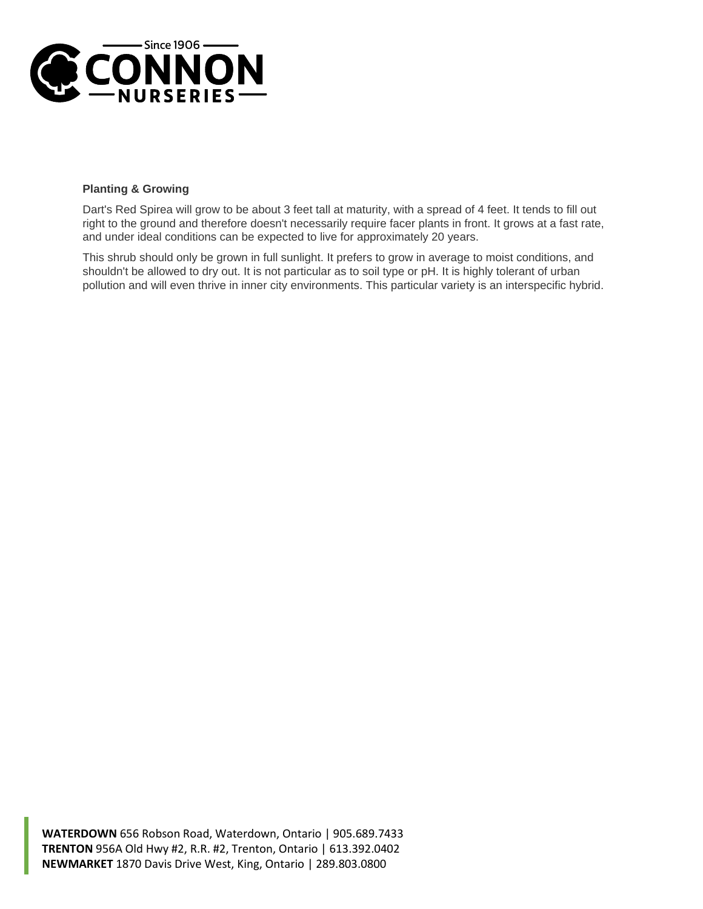### Planting & Growing

Dart's Red Spirea will grow to be about 3 feet tall at maturity, with a spread of 4 feet. It tends to fill out right to the ground and therefore doesn't necessarily require facer plants in front. It grows at a fast rate, and under ideal conditions can be expected to live for approximately 20 years.

This shrub should only be grown in full sunlight. It prefers to grow in average to moist conditions, and shouldn't be allowed to dry out. It is not particular as to soil type or pH. It is highly tolerant of urban pollution and will even thrive in inner city environments. This particular variety is an interspecific hybrid.